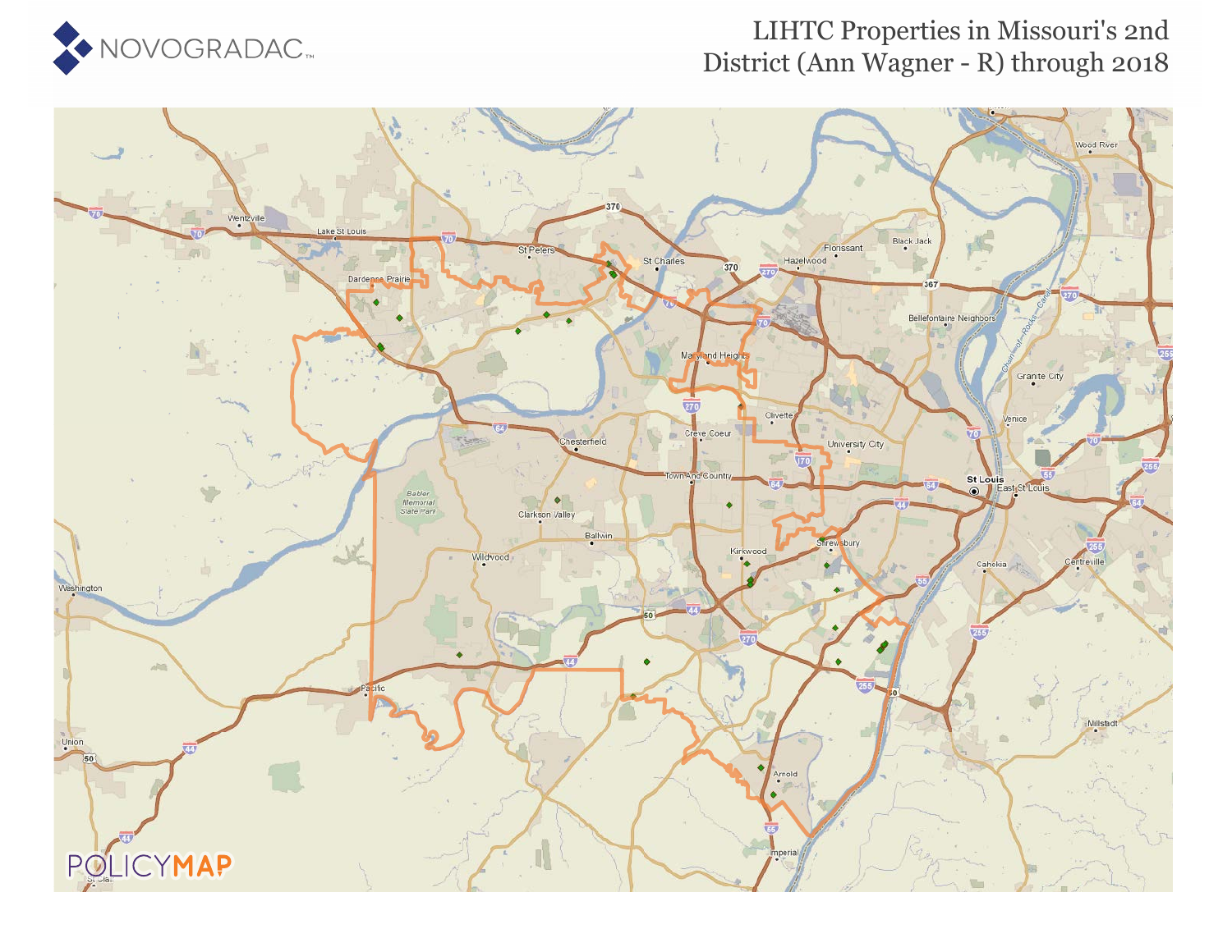# LIHTC Properties in Missouri's 2nd District (Ann Wagner - R) through 2018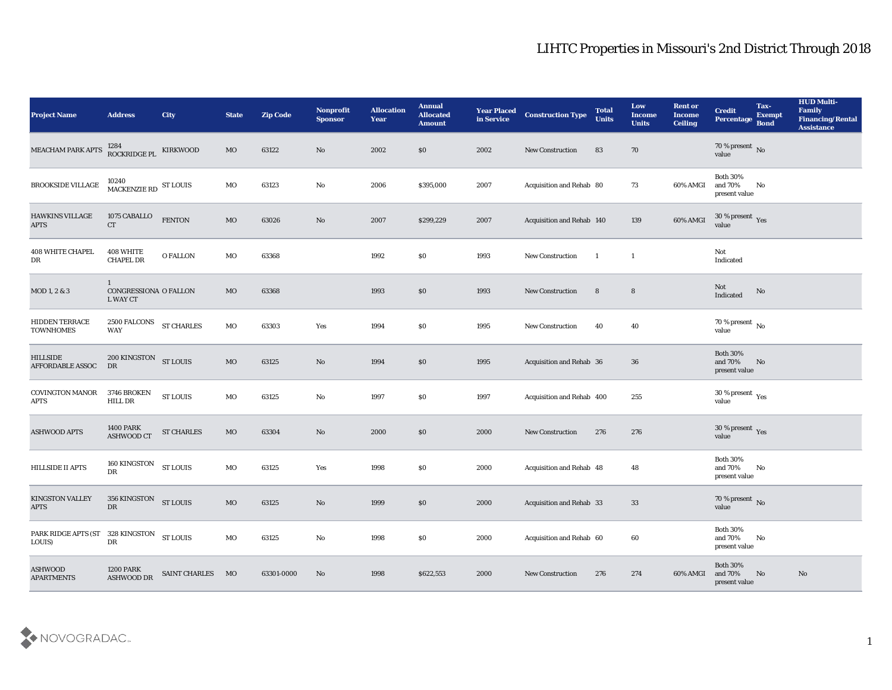# LIHTC Properties in Missouri's 2nd District Through 2018

| Project Name | Address | City | State | Zip Code | Nonprofit Sponsor | Allocation Year | Annual Allocated Amount | Year Placed in Service | Construction Type | Total Units | Low Income Units | Rent or Income Ceiling | Credit Percentage | Tax-Exempt Bond | HUD Multi-Family Financing/Rental Assistance |
|---|---|---|---|---|---|---|---|---|---|---|---|---|---|---|---|
| MEACHAM PARK APTS | 1284 ROCKRIDGE PL | KIRKWOOD | MO | 63122 | No | 2002 | $0 | 2002 | New Construction | 83 | 70 | | 70 % present value | No | |
| BROOKSIDE VILLAGE | 10240 MACKENZIE RD | ST LOUIS | MO | 63123 | No | 2006 | $395,000 | 2007 | Acquisition and Rehab | 80 | 73 | 60% AMGI | Both 30% and 70% present value | No | |
| HAWKINS VILLAGE APTS | 1075 CABALLO CT | FENTON | MO | 63026 | No | 2007 | $299,229 | 2007 | Acquisition and Rehab | 140 | 139 | 60% AMGI | 30 % present value | Yes | |
| 408 WHITE CHAPEL DR | 408 WHITE CHAPEL DR | O FALLON | MO | 63368 | | 1992 | $0 | 1993 | New Construction | 1 | 1 | | Not Indicated | | |
| MOD 1, 2 & 3 | 1 CONGRESSIONAL WAY CT | O FALLON | MO | 63368 | | 1993 | $0 | 1993 | New Construction | 8 | 8 | | Not Indicated | No | |
| HIDDEN TERRACE TOWNHOMES | 2500 FALCONS WAY | ST CHARLES | MO | 63303 | Yes | 1994 | $0 | 1995 | New Construction | 40 | 40 | | 70 % present value | No | |
| HILLSIDE AFFORDABLE ASSOC | 200 KINGSTON DR | ST LOUIS | MO | 63125 | No | 1994 | $0 | 1995 | Acquisition and Rehab | 36 | 36 | | Both 30% and 70% present value | No | |
| COVINGTON MANOR APTS | 3746 BROKEN HILL DR | ST LOUIS | MO | 63125 | No | 1997 | $0 | 1997 | Acquisition and Rehab | 400 | 255 | | 30 % present value | Yes | |
| ASHWOOD APTS | 1400 PARK ASHWOOD CT | ST CHARLES | MO | 63304 | No | 2000 | $0 | 2000 | New Construction | 276 | 276 | | 30 % present value | Yes | |
| HILLSIDE II APTS | 160 KINGSTON DR | ST LOUIS | MO | 63125 | Yes | 1998 | $0 | 2000 | Acquisition and Rehab | 48 | 48 | | Both 30% and 70% present value | No | |
| KINGSTON VALLEY APTS | 356 KINGSTON DR | ST LOUIS | MO | 63125 | No | 1999 | $0 | 2000 | Acquisition and Rehab | 33 | 33 | | 70 % present value | No | |
| PARK RIDGE APTS (ST LOUIS) | 328 KINGSTON DR | ST LOUIS | MO | 63125 | No | 1998 | $0 | 2000 | Acquisition and Rehab | 60 | 60 | | Both 30% and 70% present value | No | |
| ASHWOOD APARTMENTS | 1200 PARK ASHWOOD DR | SAINT CHARLES | MO | 63301-0000 | No | 1998 | $622,553 | 2000 | New Construction | 276 | 274 | 60% AMGI | Both 30% and 70% present value | No | No |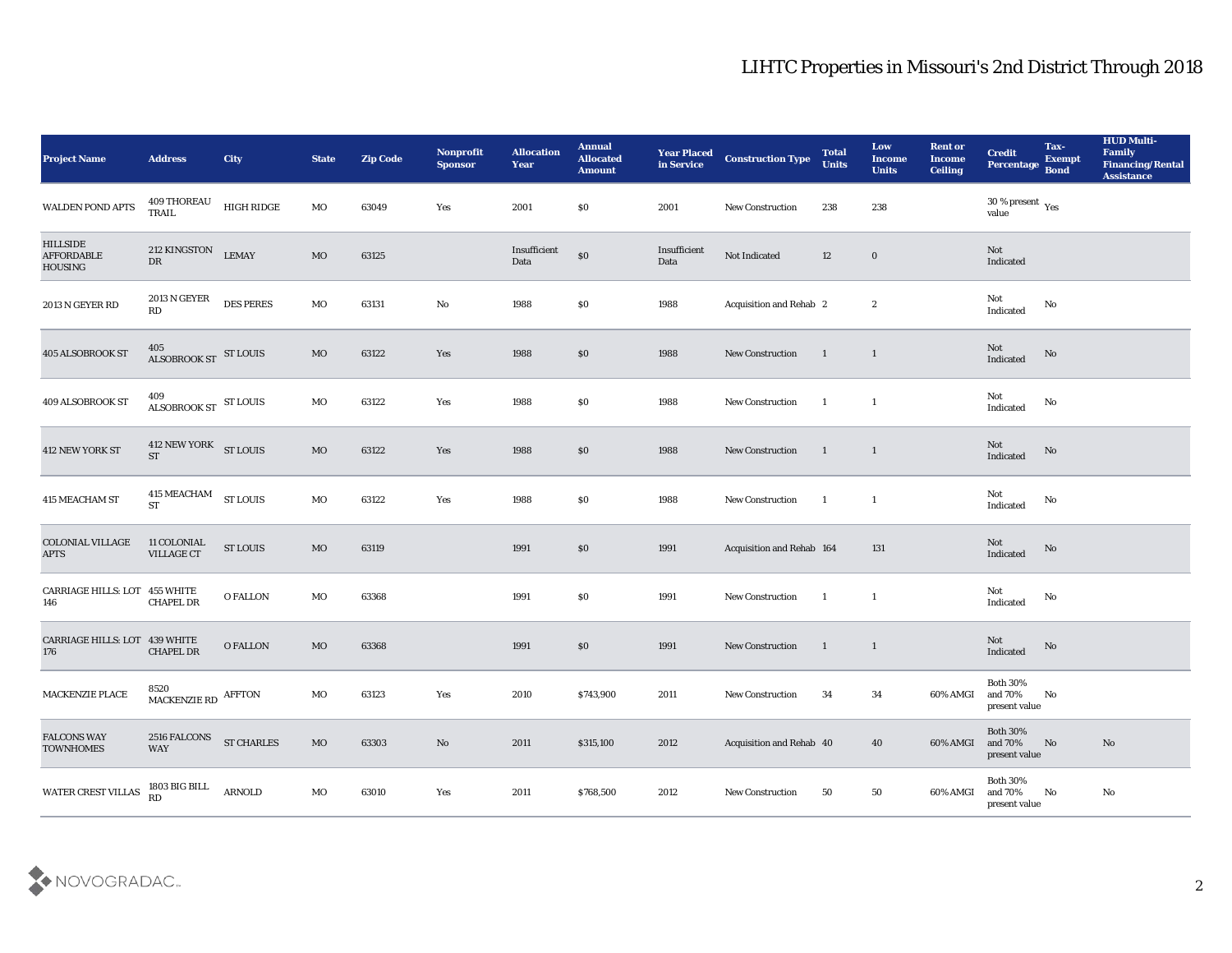# LIHTC Properties in Missouri's 2nd District Through 2018

| Project Name | Address | City | State | Zip Code | Nonprofit Sponsor | Allocation Year | Annual Allocated Amount | Year Placed in Service | Construction Type | Total Units | Low Income Units | Rent or Income Ceiling | Credit Percentage | Tax-Exempt Bond | HUD Multi-Family Financing/Rental Assistance |
|---|---|---|---|---|---|---|---|---|---|---|---|---|---|---|---|
| WALDEN POND APTS | 409 THOREAU TRAIL | HIGH RIDGE | MO | 63049 | Yes | 2001 | $0 | 2001 | New Construction | 238 | 238 | | 30 % present value | Yes | |
| HILLSIDE AFFORDABLE HOUSING | 212 KINGSTON DR | LEMAY | MO | 63125 | | Insufficient Data | $0 | Insufficient Data | Not Indicated | 12 | 0 | | Not Indicated | | |
| 2013 N GEYER RD | 2013 N GEYER RD | DES PERES | MO | 63131 | No | 1988 | $0 | 1988 | Acquisition and Rehab | 2 | 2 | | Not Indicated | No | |
| 405 ALSOBROOK ST | 405 ALSOBROOK ST | ST LOUIS | MO | 63122 | Yes | 1988 | $0 | 1988 | New Construction | 1 | 1 | | Not Indicated | No | |
| 409 ALSOBROOK ST | 409 ALSOBROOK ST | ST LOUIS | MO | 63122 | Yes | 1988 | $0 | 1988 | New Construction | 1 | 1 | | Not Indicated | No | |
| 412 NEW YORK ST | 412 NEW YORK ST | ST LOUIS | MO | 63122 | Yes | 1988 | $0 | 1988 | New Construction | 1 | 1 | | Not Indicated | No | |
| 415 MEACHAM ST | 415 MEACHAM ST | ST LOUIS | MO | 63122 | Yes | 1988 | $0 | 1988 | New Construction | 1 | 1 | | Not Indicated | No | |
| COLONIAL VILLAGE APTS | 11 COLONIAL VILLAGE CT | ST LOUIS | MO | 63119 | | 1991 | $0 | 1991 | Acquisition and Rehab | 164 | 131 | | Not Indicated | No | |
| CARRIAGE HILLS: LOT 146 | 455 WHITE CHAPEL DR | O FALLON | MO | 63368 | | 1991 | $0 | 1991 | New Construction | 1 | 1 | | Not Indicated | No | |
| CARRIAGE HILLS: LOT 176 | 439 WHITE CHAPEL DR | O FALLON | MO | 63368 | | 1991 | $0 | 1991 | New Construction | 1 | 1 | | Not Indicated | No | |
| MACKENZIE PLACE | 8520 MACKENZIE RD | AFFTON | MO | 63123 | Yes | 2010 | $743,900 | 2011 | New Construction | 34 | 34 | 60% AMGI | Both 30% and 70% present value | No | |
| FALCONS WAY TOWNHOMES | 2516 FALCONS WAY | ST CHARLES | MO | 63303 | No | 2011 | $315,100 | 2012 | Acquisition and Rehab | 40 | 40 | 60% AMGI | Both 30% and 70% present value | No | No |
| WATER CREST VILLAS | 1803 BIG BILL RD | ARNOLD | MO | 63010 | Yes | 2011 | $768,500 | 2012 | New Construction | 50 | 50 | 60% AMGI | Both 30% and 70% present value | No | No |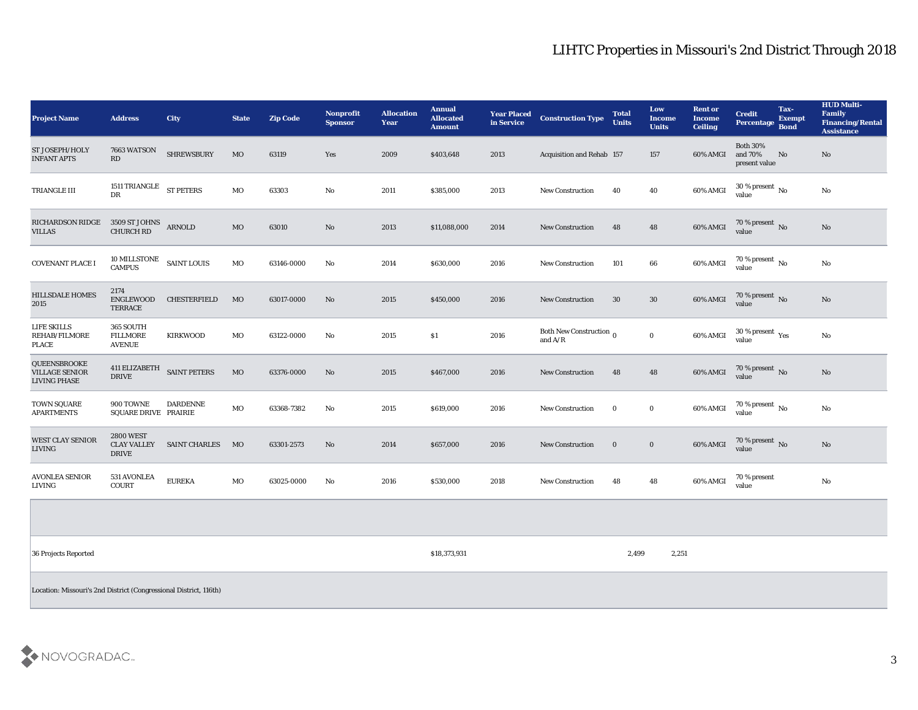# LIHTC Properties in Missouri's 2nd District Through 2018

| Project Name | Address | City | State | Zip Code | Nonprofit Sponsor | Allocation Year | Annual Allocated Amount | Year Placed in Service | Construction Type | Total Units | Low Income Units | Rent or Income Ceiling | Credit Percentage | Tax-Exempt Bond | HUD Multi-Family Financing/Rental Assistance |
|---|---|---|---|---|---|---|---|---|---|---|---|---|---|---|---|
| ST JOSEPH/HOLY INFANT APTS | 7663 WATSON RD | SHREWSBURY | MO | 63119 | Yes | 2009 | $403,648 | 2013 | Acquisition and Rehab | 157 | 157 | 60% AMGI | Both 30% and 70% present value | No | No |
| TRIANGLE III | 1511 TRIANGLE DR | ST PETERS | MO | 63303 | No | 2011 | $385,000 | 2013 | New Construction | 40 | 40 | 60% AMGI | 30 % present value | No | No |
| RICHARDSON RIDGE VILLAS | 3509 ST JOHNS CHURCH RD | ARNOLD | MO | 63010 | No | 2013 | $11,088,000 | 2014 | New Construction | 48 | 48 | 60% AMGI | 70 % present value | No | No |
| COVENANT PLACE I | 10 MILLSTONE CAMPUS | SAINT LOUIS | MO | 63146-0000 | No | 2014 | $630,000 | 2016 | New Construction | 101 | 66 | 60% AMGI | 70 % present value | No | No |
| HILLSDALE HOMES 2015 | 2174 ENGLEWOOD TERRACE | CHESTERFIELD | MO | 63017-0000 | No | 2015 | $450,000 | 2016 | New Construction | 30 | 30 | 60% AMGI | 70 % present value | No | No |
| LIFE SKILLS REHAB/FILMORE PLACE | 365 SOUTH FILLMORE AVENUE | KIRKWOOD | MO | 63122-0000 | No | 2015 | $1 | 2016 | Both New Construction and A/R | 0 | 0 | 60% AMGI | 30 % present value | Yes | No |
| QUEENSBROOKE VILLAGE SENIOR LIVING PHASE | 411 ELIZABETH DRIVE | SAINT PETERS | MO | 63376-0000 | No | 2015 | $467,000 | 2016 | New Construction | 48 | 48 | 60% AMGI | 70 % present value | No | No |
| TOWN SQUARE APARTMENTS | 900 TOWNE SQUARE DRIVE | DARDENNE PRAIRIE | MO | 63368-7382 | No | 2015 | $619,000 | 2016 | New Construction | 0 | 0 | 60% AMGI | 70 % present value | No | No |
| WEST CLAY SENIOR LIVING | 2800 WEST CLAY VALLEY DRIVE | SAINT CHARLES | MO | 63301-2573 | No | 2014 | $657,000 | 2016 | New Construction | 0 | 0 | 60% AMGI | 70 % present value | No | No |
| AVONLEA SENIOR LIVING | 531 AVONLEA COURT | EUREKA | MO | 63025-0000 | No | 2016 | $530,000 | 2018 | New Construction | 48 | 48 | 60% AMGI | 70 % present value | | No |
| | | | | | | | | | | | | | | | |
| 36 Projects Reported | | | | | | | $18,373,931 | | | 2,499 | 2,251 | | | | |

Location: Missouri's 2nd District (Congressional District, 116th)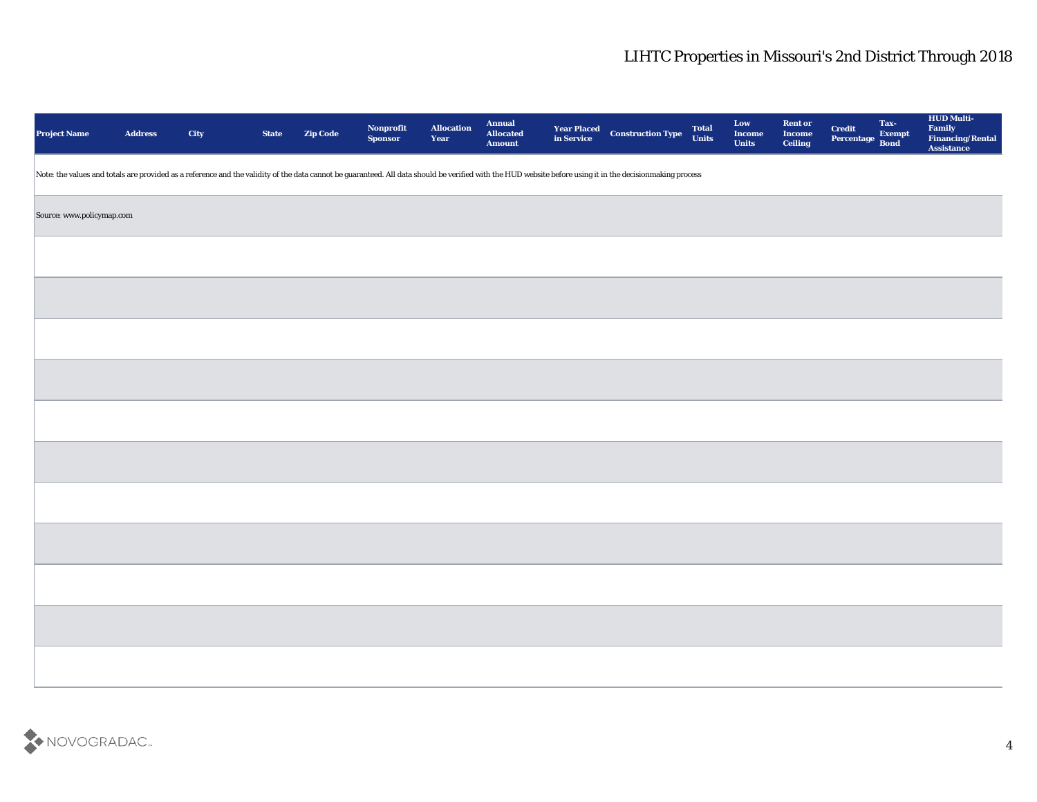# LIHTC Properties in Missouri's 2nd District Through 2018

| Project Name | Address | City | State | Zip Code | Nonprofit Sponsor | Allocation Year | Annual Allocated Amount | Year Placed in Service | Construction Type | Total Units | Low Income Units | Rent or Income Ceiling | Credit Percentage | Tax-Exempt Bond | HUD Multi-Family Financing/Rental Assistance |
|---|---|---|---|---|---|---|---|---|---|---|---|---|---|---|---|

Note: the values and totals are provided as a reference and the validity of the data cannot be guaranteed. All data should be verified with the HUD website before using it in the decisionmaking process

Source: www.policymap.com